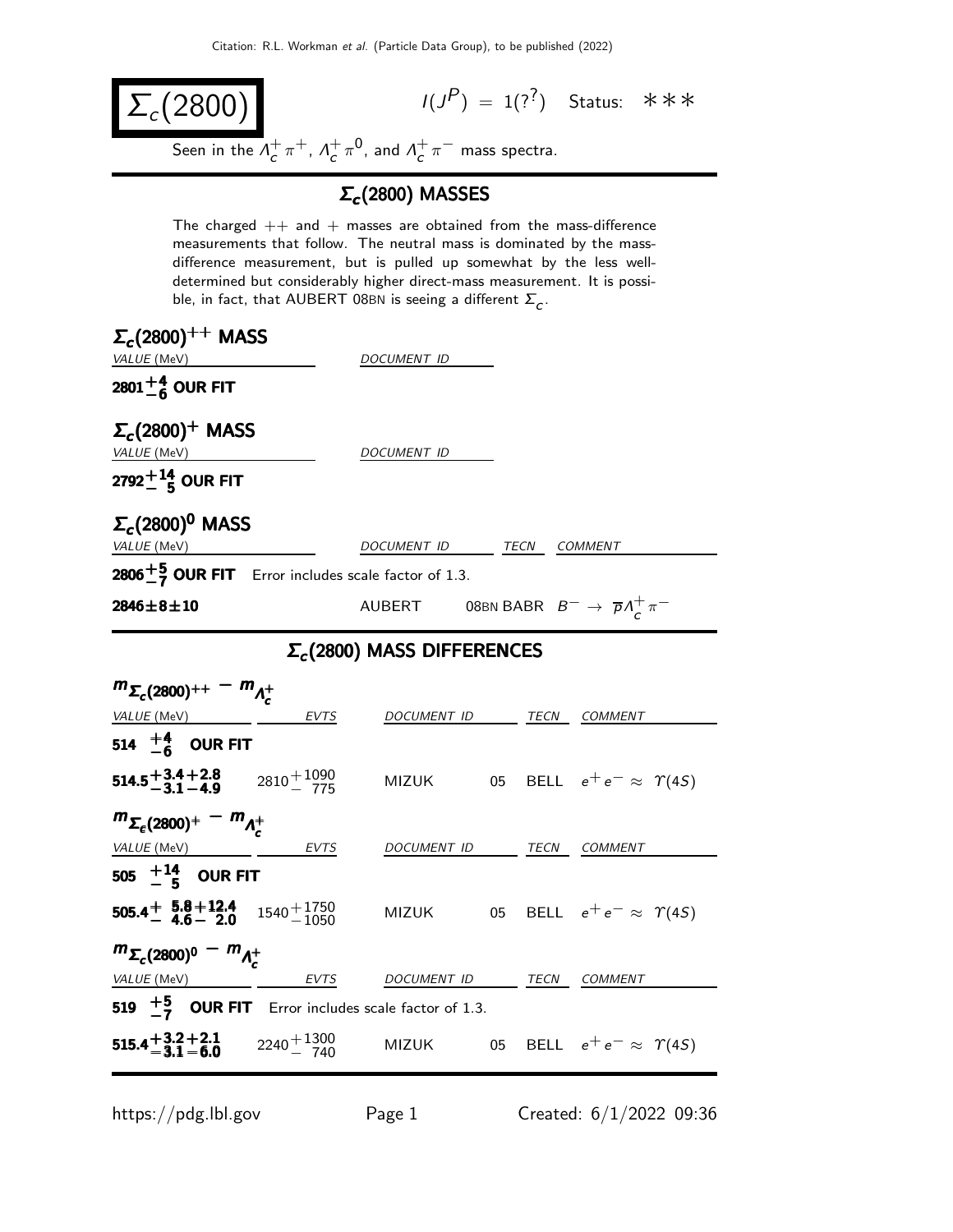# $\Sigma_c(2800)$

$I(J^P) = 1(?^?)$ Status: ∗∗∗

Seen in the $\Lambda_c^+ \pi^+$, $\Lambda_c^+ \pi^0$, and $\Lambda_c^+ \pi^-$ mass spectra.

## $\Sigma_c(2800)$ MASSES

The charged ++ and + masses are obtained from the mass-difference measurements that follow. The neutral mass is dominated by the mass-difference measurement, but is pulled up somewhat by the less well-determined but considerably higher direct-mass measurement. It is possible, in fact, that AUBERT 08BN is seeing a different $\Sigma_c$.

### $\Sigma_c(2800)^{++}$ MASS

| VALUE (MeV) | DOCUMENT ID |
|---|---|
| **$2801^{+4}_{-6}$ OUR FIT** | |

### $\Sigma_c(2800)^{+}$ MASS

| VALUE (MeV) | DOCUMENT ID |
|---|---|
| **$2792^{+14}_{-5}$ OUR FIT** | |

### $\Sigma_c(2800)^{0}$ MASS

| VALUE (MeV) | DOCUMENT ID | | TECN | COMMENT |
|---|---|---|---|---|
| **$2806^{+5}_{-7}$ OUR FIT** Error includes scale factor of 1.3. | | | | |
| **$2846 \pm 8 \pm 10$** | AUBERT | 08BN | BABR | $B^- \to \overline{p} \Lambda_c^+ \pi^-$ |

## $\Sigma_c(2800)$ MASS DIFFERENCES

### $m_{\Sigma_c(2800)^{++}} - m_{\Lambda_c^+}$

| VALUE (MeV) | EVTS | DOCUMENT ID | | TECN | COMMENT |
|---|---|---|---|---|---|
| **$514^{+4}_{-6}$ OUR FIT** | | | | | |
| **$514.5^{+3.4}_{-3.1}{}^{+2.8}_{-4.9}$** | $2810^{+1090}_{-775}$ | MIZUK | 05 | BELL | $e^+ e^- \approx \Upsilon(4S)$ |

### $m_{\Sigma_c(2800)^{+}} - m_{\Lambda_c^+}$

| VALUE (MeV) | EVTS | DOCUMENT ID | | TECN | COMMENT |
|---|---|---|---|---|---|
| **$505^{+14}_{-5}$ OUR FIT** | | | | | |
| **$505.4^{+5.8}_{-4.6}{}^{+12.4}_{-2.0}$** | $1540^{+1750}_{-1050}$ | MIZUK | 05 | BELL | $e^+ e^- \approx \Upsilon(4S)$ |

### $m_{\Sigma_c(2800)^{0}} - m_{\Lambda_c^+}$

| VALUE (MeV) | EVTS | DOCUMENT ID | | TECN | COMMENT |
|---|---|---|---|---|---|
| **$519^{+5}_{-7}$ OUR FIT** Error includes scale factor of 1.3. | | | | | |
| **$515.4^{+3.2}_{-3.1}{}^{+2.1}_{-6.0}$** | $2240^{+1300}_{-740}$ | MIZUK | 05 | BELL | $e^+ e^- \approx \Upsilon(4S)$ |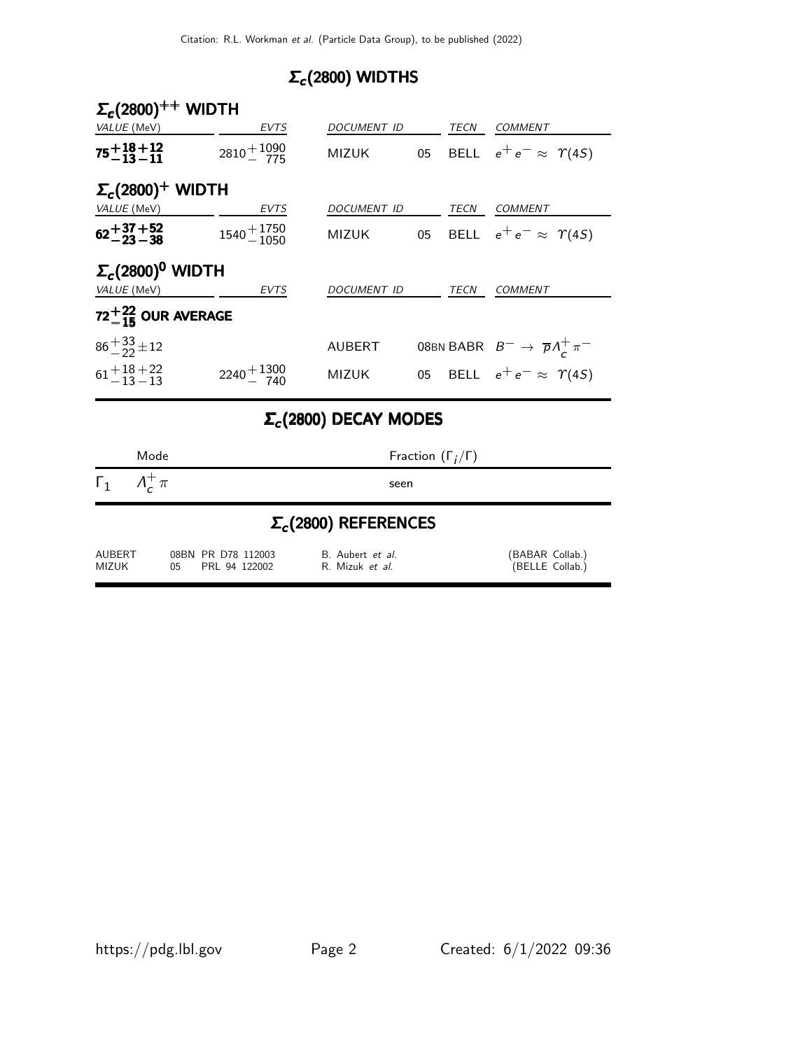## $\Sigma_c(2800)$ WIDTHS

### $\Sigma_c(2800)^{++}$ WIDTH

| VALUE (MeV) | EVTS | DOCUMENT ID | | TECN | COMMENT |
|---|---|---|---|---|---|
| $\mathbf{75^{+18}_{-13}{}^{+12}_{-11}}$ | $2810^{+1090}_{-\ \ 775}$ | MIZUK | 05 | BELL | $e^+e^- \approx \Upsilon(4S)$ |

### $\Sigma_c(2800)^{+}$ WIDTH

| VALUE (MeV) | EVTS | DOCUMENT ID | | TECN | COMMENT |
|---|---|---|---|---|---|
| $\mathbf{62^{+37}_{-23}{}^{+52}_{-38}}$ | $1540^{+1750}_{-1050}$ | MIZUK | 05 | BELL | $e^+e^- \approx \Upsilon(4S)$ |

### $\Sigma_c(2800)^{0}$ WIDTH

| VALUE (MeV) | EVTS | DOCUMENT ID | | TECN | COMMENT |
|---|---|---|---|---|---|
| $\mathbf{72^{+22}_{-15}}$ **OUR AVERAGE** | | | | | |
| $86^{+33}_{-22}\pm12$ | | AUBERT | 08BN | BABR | $B^- \rightarrow \overline{p}\Lambda_c^+\pi^-$ |
| $61^{+18}_{-13}{}^{+22}_{-13}$ | $2240^{+1300}_{-\ \ 740}$ | MIZUK | 05 | BELL | $e^+e^- \approx \Upsilon(4S)$ |

## $\Sigma_c(2800)$ DECAY MODES

| | Mode | Fraction $(\Gamma_i/\Gamma)$ |
|---|---|---|
| $\Gamma_1$ | $\Lambda_c^+\pi$ | seen |

## $\Sigma_c(2800)$ REFERENCES

| | | | | |
|---|---|---|---|---|
| AUBERT | 08BN | PR D78 112003 | B. Aubert *et al.* | (BABAR Collab.) |
| MIZUK | 05 | PRL 94 122002 | R. Mizuk *et al.* | (BELLE Collab.) |